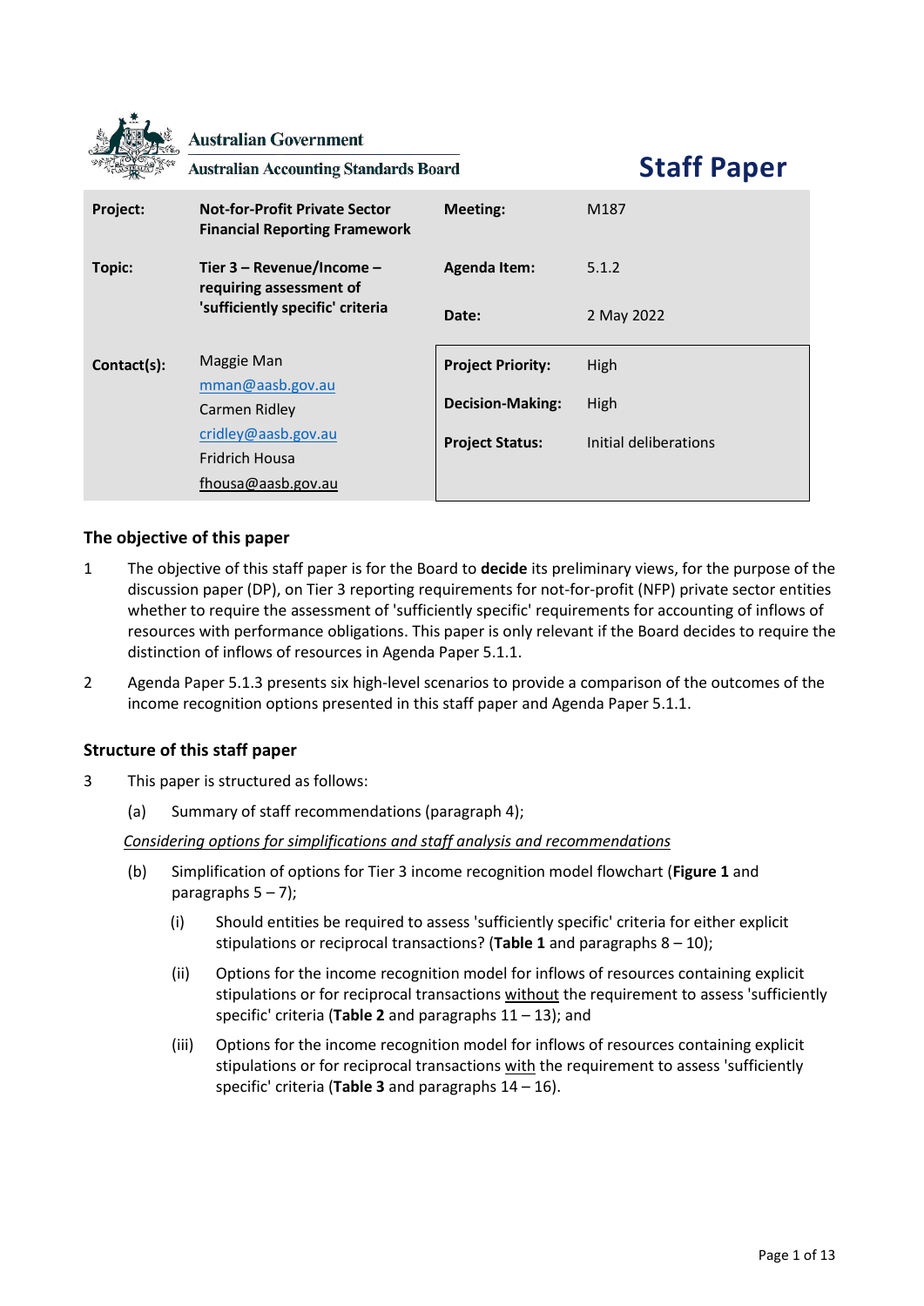Australian Government

Australian Accounting Standards Board

# Staff Paper

| | | | |
|---|---|---|---|
| **Project:** | **Not-for-Profit Private Sector Financial Reporting Framework** | **Meeting:** | M187 |
| **Topic:** | **Tier 3 – Revenue/Income – requiring assessment of 'sufficiently specific' criteria** | **Agenda Item:** | 5.1.2 |
| | | **Date:** | 2 May 2022 |
| **Contact(s):** | Maggie Man<br>mman@aasb.gov.au<br>Carmen Ridley<br>cridley@aasb.gov.au<br>Fridrich Housa<br>fhousa@aasb.gov.au | **Project Priority:**<br>**Decision-Making:**<br>**Project Status:** | High<br>High<br>Initial deliberations |

## The objective of this paper

1. The objective of this staff paper is for the Board to **decide** its preliminary views, for the purpose of the discussion paper (DP), on Tier 3 reporting requirements for not-for-profit (NFP) private sector entities whether to require the assessment of 'sufficiently specific' requirements for accounting of inflows of resources with performance obligations. This paper is only relevant if the Board decides to require the distinction of inflows of resources in Agenda Paper 5.1.1.

2. Agenda Paper 5.1.3 presents six high-level scenarios to provide a comparison of the outcomes of the income recognition options presented in this staff paper and Agenda Paper 5.1.1.

## Structure of this staff paper

3. This paper is structured as follows:

   (a) Summary of staff recommendations (paragraph 4);

   *Considering options for simplifications and staff analysis and recommendations*

   (b) Simplification of options for Tier 3 income recognition model flowchart (**Figure 1** and paragraphs 5 – 7);

   (i) Should entities be required to assess 'sufficiently specific' criteria for either explicit stipulations or reciprocal transactions? (**Table 1** and paragraphs 8 – 10);

   (ii) Options for the income recognition model for inflows of resources containing explicit stipulations or for reciprocal transactions without the requirement to assess 'sufficiently specific' criteria (**Table 2** and paragraphs 11 – 13); and

   (iii) Options for the income recognition model for inflows of resources containing explicit stipulations or for reciprocal transactions with the requirement to assess 'sufficiently specific' criteria (**Table 3** and paragraphs 14 – 16).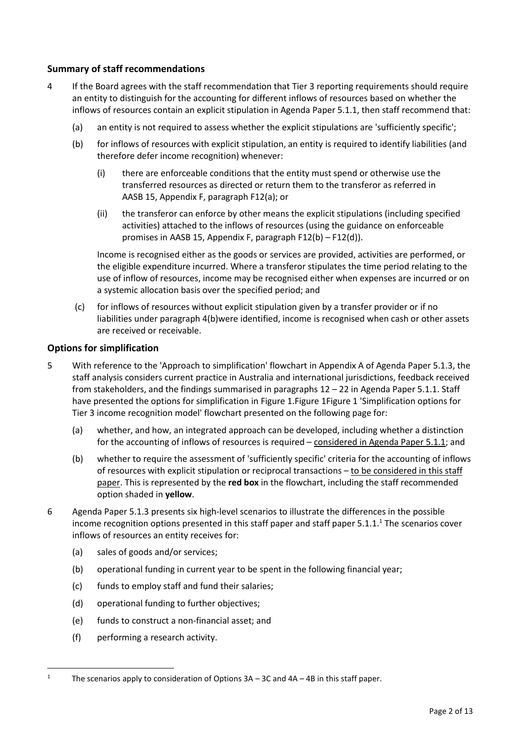## Summary of staff recommendations

4 If the Board agrees with the staff recommendation that Tier 3 reporting requirements should require an entity to distinguish for the accounting for different inflows of resources based on whether the inflows of resources contain an explicit stipulation in Agenda Paper 5.1.1, then staff recommend that:

(a) an entity is not required to assess whether the explicit stipulations are 'sufficiently specific';

(b) for inflows of resources with explicit stipulation, an entity is required to identify liabilities (and therefore defer income recognition) whenever:

(i) there are enforceable conditions that the entity must spend or otherwise use the transferred resources as directed or return them to the transferor as referred in AASB 15, Appendix F, paragraph F12(a); or

(ii) the transferor can enforce by other means the explicit stipulations (including specified activities) attached to the inflows of resources (using the guidance on enforceable promises in AASB 15, Appendix F, paragraph F12(b) – F12(d)).

Income is recognised either as the goods or services are provided, activities are performed, or the eligible expenditure incurred. Where a transferor stipulates the time period relating to the use of inflow of resources, income may be recognised either when expenses are incurred or on a systemic allocation basis over the specified period; and

(c) for inflows of resources without explicit stipulation given by a transfer provider or if no liabilities under paragraph 4(b)were identified, income is recognised when cash or other assets are received or receivable.

## Options for simplification

5 With reference to the 'Approach to simplification' flowchart in Appendix A of Agenda Paper 5.1.3, the staff analysis considers current practice in Australia and international jurisdictions, feedback received from stakeholders, and the findings summarised in paragraphs 12 – 22 in Agenda Paper 5.1.1. Staff have presented the options for simplification in Figure 1.Figure 1Figure 1 'Simplification options for Tier 3 income recognition model' flowchart presented on the following page for:

(a) whether, and how, an integrated approach can be developed, including whether a distinction for the accounting of inflows of resources is required – considered in Agenda Paper 5.1.1; and

(b) whether to require the assessment of 'sufficiently specific' criteria for the accounting of inflows of resources with explicit stipulation or reciprocal transactions – to be considered in this staff paper. This is represented by the **red box** in the flowchart, including the staff recommended option shaded in **yellow**.

6 Agenda Paper 5.1.3 presents six high-level scenarios to illustrate the differences in the possible income recognition options presented in this staff paper and staff paper 5.1.1.[1] The scenarios cover inflows of resources an entity receives for:

(a) sales of goods and/or services;

(b) operational funding in current year to be spent in the following financial year;

(c) funds to employ staff and fund their salaries;

(d) operational funding to further objectives;

(e) funds to construct a non-financial asset; and

(f) performing a research activity.

[1] The scenarios apply to consideration of Options 3A – 3C and 4A – 4B in this staff paper.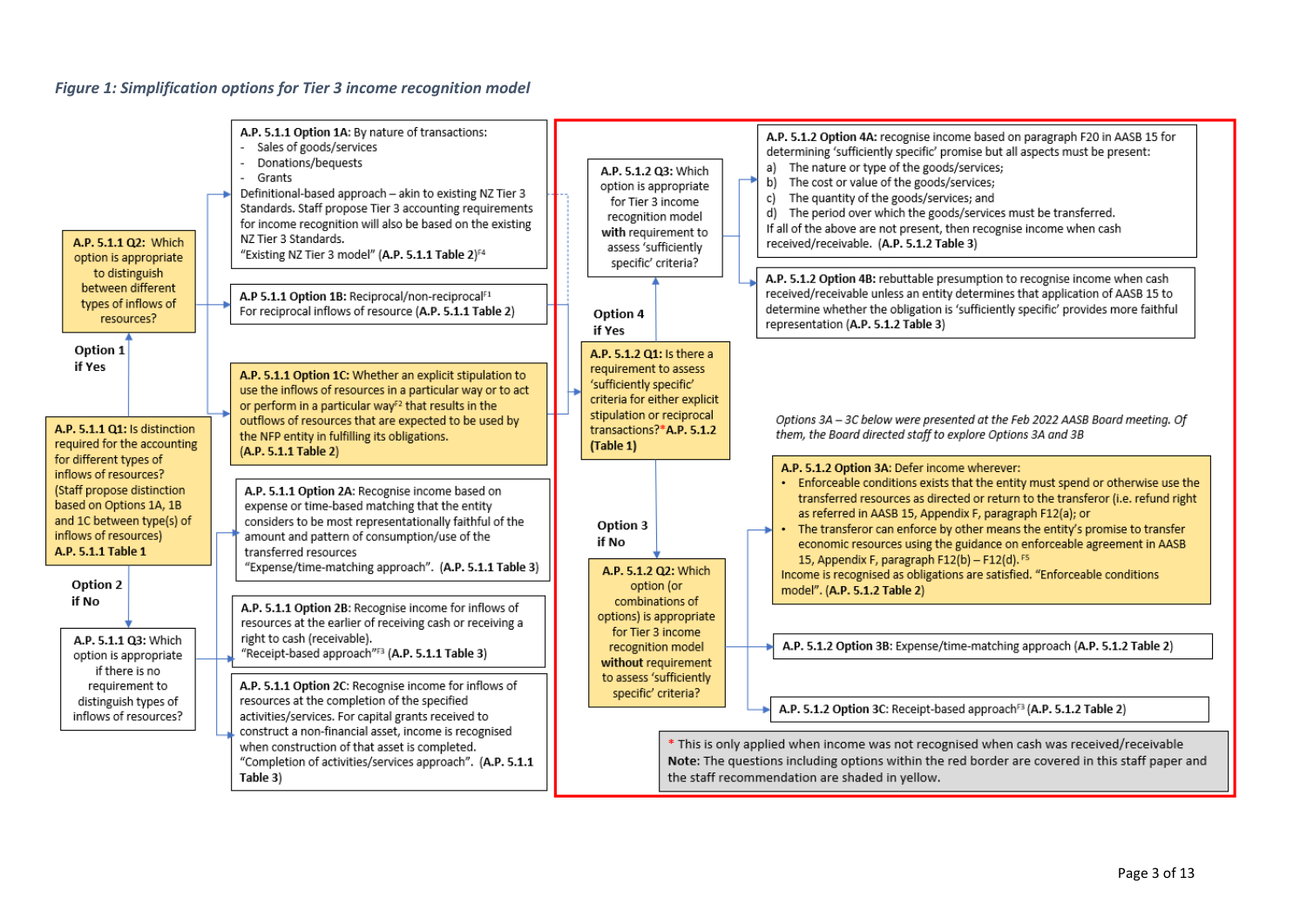*Figure 1: Simplification options for Tier 3 income recognition model*

**A.P. 5.1.1 Q1:** Is distinction required for the accounting for different types of inflows of resources? (Staff propose distinction based on Options 1A, 1B and 1C between type(s) of inflows of resources) **A.P. 5.1.1 Table 1**

**Option 1 if Yes**

**A.P. 5.1.1 Q2:** Which option is appropriate to distinguish between different types of inflows of resources?

- **A.P. 5.1.1 Option 1A:** By nature of transactions:
  - Sales of goods/services
  - Donations/bequests
  - Grants

  Definitional-based approach – akin to existing NZ Tier 3 Standards. Staff propose Tier 3 accounting requirements for income recognition will also be based on the existing NZ Tier 3 Standards. "Existing NZ Tier 3 model" (**A.P. 5.1.1 Table 2**)[F4]
- **A.P 5.1.1 Option 1B:** Reciprocal/non-reciprocal[F1] For reciprocal inflows of resource (**A.P. 5.1.1 Table 2**)
- **A.P. 5.1.1 Option 1C:** Whether an explicit stipulation to use the inflows of resources in a particular way or to act or perform in a particular way[F2] that results in the outflows of resources that are expected to be used by the NFP entity in fulfilling its obligations. (**A.P. 5.1.1 Table 2**)

**Option 2 if No**

**A.P. 5.1.1 Q3:** Which option is appropriate if there is no requirement to distinguish types of inflows of resources?

- **A.P. 5.1.1 Option 2A:** Recognise income based on expense or time-based matching that the entity considers to be most representationally faithful of the amount and pattern of consumption/use of the transferred resources "Expense/time-matching approach". (**A.P. 5.1.1 Table 3**)
- **A.P. 5.1.1 Option 2B:** Recognise income for inflows of resources at the earlier of receiving cash or receiving a right to cash (receivable). "Receipt-based approach"[F3] (**A.P. 5.1.1 Table 3**)
- **A.P. 5.1.1 Option 2C:** Recognise income for inflows of resources at the completion of the specified activities/services. For capital grants received to construct a non-financial asset, income is recognised when construction of that asset is completed. "Completion of activities/services approach". (**A.P. 5.1.1 Table 3**)

---

**A.P. 5.1.2 Q1:** Is there a requirement to assess a 'sufficiently specific' criteria for either explicit stipulation or reciprocal transactions?* **A.P. 5.1.2 (Table 1)**

**Option 4 if Yes**

**A.P. 5.1.2 Q3:** Which option is appropriate for Tier 3 income recognition model **with** requirement to assess 'sufficiently specific' criteria?

- **A.P. 5.1.2 Option 4A:** recognise income based on paragraph F20 in AASB 15 for determining 'sufficiently specific' promise but all aspects must be present:
  - a) The nature or type of the goods/services;
  - b) The cost or value of the goods/services;
  - c) The quantity of the goods/services; and
  - d) The period over which the goods/services must be transferred.

  If all of the above are not present, then recognise income when cash received/receivable. (**A.P. 5.1.2 Table 3**)
- **A.P. 5.1.2 Option 4B:** rebuttable presumption to recognise income when cash received/receivable unless an entity determines that application of AASB 15 to determine whether the obligation is 'sufficiently specific' provides more faithful representation (**A.P. 5.1.2 Table 3**)

**Option 3 if No**

**A.P. 5.1.2 Q2:** Which option (or combinations of options) is appropriate for Tier 3 income recognition model **without** requirement to assess 'sufficiently specific' criteria?

*Options 3A – 3C below were presented at the Feb 2022 AASB Board meeting. Of them, the Board directed staff to explore Options 3A and 3B*

- **A.P. 5.1.2 Option 3A:** Defer income wherever:
  - Enforceable conditions exists that the entity must spend or otherwise use the transferred resources as directed or return to the transferor (i.e. refund right as referred in AASB 15, Appendix F, paragraph F12(a); or
  - The transferor can enforce by other means the entity's promise to transfer economic resources using the guidance on enforceable agreement in AASB 15, Appendix F, paragraph F12(b) – F12(d).[F5]

  Income is recognised as obligations are satisfied. "Enforceable conditions model". (**A.P. 5.1.2 Table 2**)
- **A.P. 5.1.2 Option 3B:** Expense/time-matching approach (**A.P. 5.1.2 Table 2**)
- **A.P. 5.1.2 Option 3C:** Receipt-based approach[F3] (**A.P. 5.1.2 Table 2**)

\* This is only applied when income was not recognised when cash was received/receivable
**Note:** The questions including options within the red border are covered in this staff paper and the staff recommendation are shaded in yellow.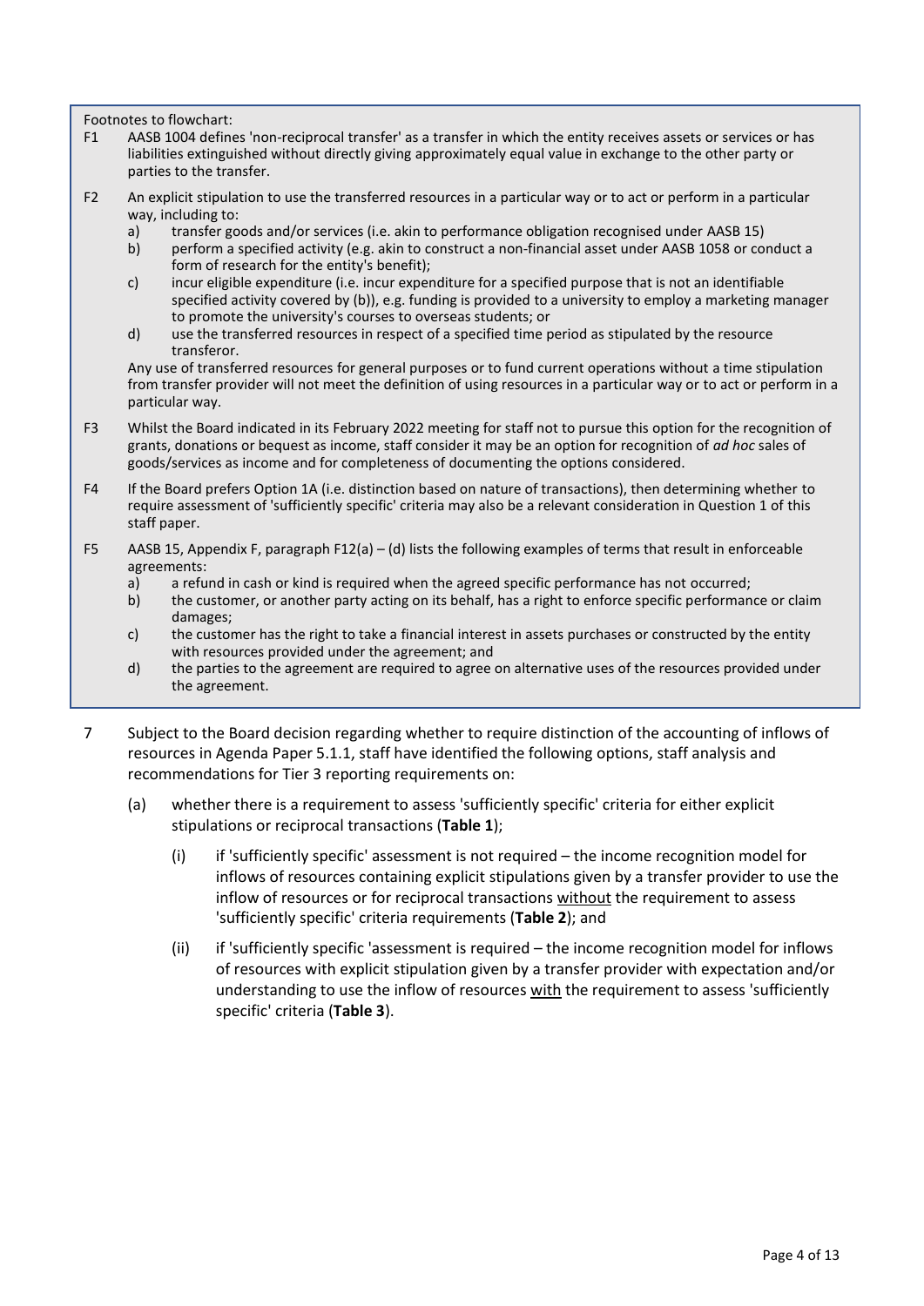Footnotes to flowchart:

F1 AASB 1004 defines 'non-reciprocal transfer' as a transfer in which the entity receives assets or services or has liabilities extinguished without directly giving approximately equal value in exchange to the other party or parties to the transfer.

F2 An explicit stipulation to use the transferred resources in a particular way or to act or perform in a particular way, including to:

- a) transfer goods and/or services (i.e. akin to performance obligation recognised under AASB 15)
- b) perform a specified activity (e.g. akin to construct a non-financial asset under AASB 1058 or conduct a form of research for the entity's benefit);
- c) incur eligible expenditure (i.e. incur expenditure for a specified purpose that is not an identifiable specified activity covered by (b)), e.g. funding is provided to a university to employ a marketing manager to promote the university's courses to overseas students; or
- d) use the transferred resources in respect of a specified time period as stipulated by the resource transferor.

Any use of transferred resources for general purposes or to fund current operations without a time stipulation from transfer provider will not meet the definition of using resources in a particular way or to act or perform in a particular way.

F3 Whilst the Board indicated in its February 2022 meeting for staff not to pursue this option for the recognition of grants, donations or bequest as income, staff consider it may be an option for recognition of *ad hoc* sales of goods/services as income and for completeness of documenting the options considered.

F4 If the Board prefers Option 1A (i.e. distinction based on nature of transactions), then determining whether to require assessment of 'sufficiently specific' criteria may also be a relevant consideration in Question 1 of this staff paper.

F5 AASB 15, Appendix F, paragraph F12(a) – (d) lists the following examples of terms that result in enforceable agreements:

- a) a refund in cash or kind is required when the agreed specific performance has not occurred;
- b) the customer, or another party acting on its behalf, has a right to enforce specific performance or claim damages;
- c) the customer has the right to take a financial interest in assets purchases or constructed by the entity with resources provided under the agreement; and
- d) the parties to the agreement are required to agree on alternative uses of the resources provided under the agreement.

7 Subject to the Board decision regarding whether to require distinction of the accounting of inflows of resources in Agenda Paper 5.1.1, staff have identified the following options, staff analysis and recommendations for Tier 3 reporting requirements on:

- (a) whether there is a requirement to assess 'sufficiently specific' criteria for either explicit stipulations or reciprocal transactions (**Table 1**);
  - (i) if 'sufficiently specific' assessment is not required – the income recognition model for inflows of resources containing explicit stipulations given by a transfer provider to use the inflow of resources or for reciprocal transactions without the requirement to assess 'sufficiently specific' criteria requirements (**Table 2**); and
  - (ii) if 'sufficiently specific 'assessment is required – the income recognition model for inflows of resources with explicit stipulation given by a transfer provider with expectation and/or understanding to use the inflow of resources with the requirement to assess 'sufficiently specific' criteria (**Table 3**).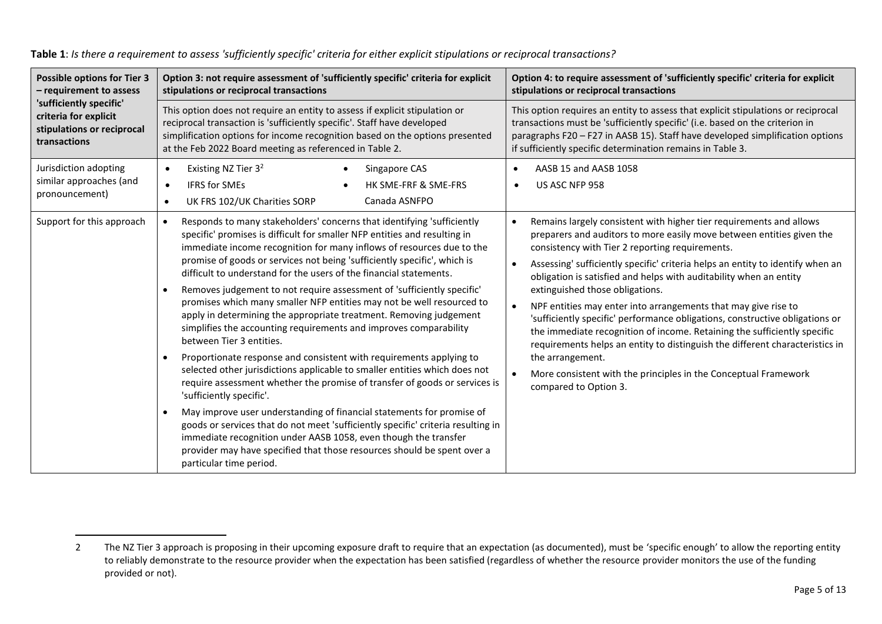**Table 1**: *Is there a requirement to assess 'sufficiently specific' criteria for either explicit stipulations or reciprocal transactions?*

| **Possible options for Tier 3 – requirement to assess 'sufficiently specific' criteria for explicit stipulations or reciprocal transactions** | **Option 3: not require assessment of 'sufficiently specific' criteria for explicit stipulations or reciprocal transactions**<br><br>This option does not require an entity to assess if explicit stipulation or reciprocal transaction is 'sufficiently specific'. Staff have developed simplification options for income recognition based on the options presented at the Feb 2022 Board meeting as referenced in Table 2. | **Option 4: to require assessment of 'sufficiently specific' criteria for explicit stipulations or reciprocal transactions**<br><br>This option requires an entity to assess that explicit stipulations or reciprocal transactions must be 'sufficiently specific' (i.e. based on the criterion in paragraphs F20 – F27 in AASB 15). Staff have developed simplification options if sufficiently specific determination remains in Table 3. |
|---|---|---|
| Jurisdiction adopting similar approaches (and pronouncement) | • Existing NZ Tier 3[2]<br>• IFRS for SMEs<br>• UK FRS 102/UK Charities SORP<br>• Singapore CAS<br>• HK SME-FRF & SME-FRS<br>Canada ASNFPO | • AASB 15 and AASB 1058<br>• US ASC NFP 958 |
| Support for this approach | • Responds to many stakeholders' concerns that identifying 'sufficiently specific' promises is difficult for smaller NFP entities and resulting in immediate income recognition for many inflows of resources due to the promise of goods or services not being 'sufficiently specific', which is difficult to understand for the users of the financial statements.<br>• Removes judgement to not require assessment of 'sufficiently specific' promises which many smaller NFP entities may not be well resourced to apply in determining the appropriate treatment. Removing judgement simplifies the accounting requirements and improves comparability between Tier 3 entities.<br>• Proportionate response and consistent with requirements applying to selected other jurisdictions applicable to smaller entities which does not require assessment whether the promise of transfer of goods or services is 'sufficiently specific'.<br>• May improve user understanding of financial statements for promise of goods or services that do not meet 'sufficiently specific' criteria resulting in immediate recognition under AASB 1058, even though the transfer provider may have specified that those resources should be spent over a particular time period. | • Remains largely consistent with higher tier requirements and allows preparers and auditors to more easily move between entities given the consistency with Tier 2 reporting requirements.<br>• Assessing' sufficiently specific' criteria helps an entity to identify when an obligation is satisfied and helps with auditability when an entity extinguished those obligations.<br>• NPF entities may enter into arrangements that may give rise to 'sufficiently specific' performance obligations, constructive obligations or the immediate recognition of income. Retaining the sufficiently specific requirements helps an entity to distinguish the different characteristics in the arrangement.<br>• More consistent with the principles in the Conceptual Framework compared to Option 3. |

---

2 The NZ Tier 3 approach is proposing in their upcoming exposure draft to require that an expectation (as documented), must be 'specific enough' to allow the reporting entity to reliably demonstrate to the resource provider when the expectation has been satisfied (regardless of whether the resource provider monitors the use of the funding provided or not).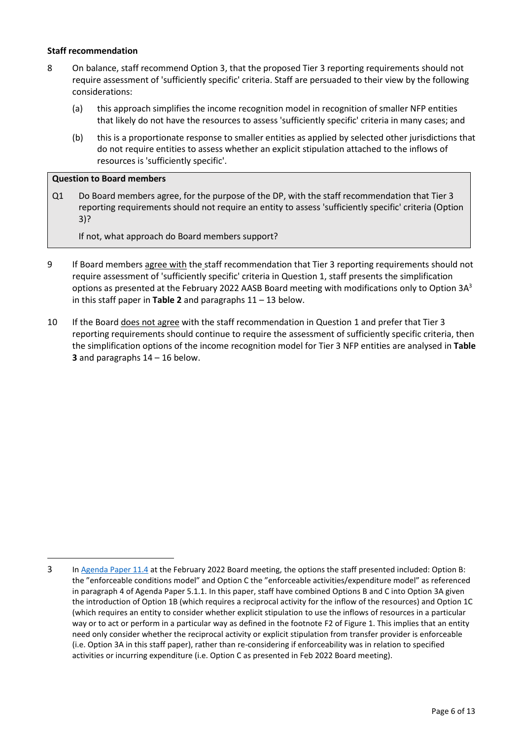**Staff recommendation**

8 On balance, staff recommend Option 3, that the proposed Tier 3 reporting requirements should not require assessment of 'sufficiently specific' criteria. Staff are persuaded to their view by the following considerations:

(a) this approach simplifies the income recognition model in recognition of smaller NFP entities that likely do not have the resources to assess 'sufficiently specific' criteria in many cases; and

(b) this is a proportionate response to smaller entities as applied by selected other jurisdictions that do not require entities to assess whether an explicit stipulation attached to the inflows of resources is 'sufficiently specific'.

> **Question to Board members**
>
> Q1 Do Board members agree, for the purpose of the DP, with the staff recommendation that Tier 3 reporting requirements should not require an entity to assess 'sufficiently specific' criteria (Option 3)?
>
> If not, what approach do Board members support?

9 If Board members agree with the staff recommendation that Tier 3 reporting requirements should not require assessment of 'sufficiently specific' criteria in Question 1, staff presents the simplification options as presented at the February 2022 AASB Board meeting with modifications only to Option 3A[3] in this staff paper in **Table 2** and paragraphs 11 – 13 below.

10 If the Board does not agree with the staff recommendation in Question 1 and prefer that Tier 3 reporting requirements should continue to require the assessment of sufficiently specific criteria, then the simplification options of the income recognition model for Tier 3 NFP entities are analysed in **Table 3** and paragraphs 14 – 16 below.

---

3 In Agenda Paper 11.4 at the February 2022 Board meeting, the options the staff presented included: Option B: the "enforceable conditions model" and Option C the "enforceable activities/expenditure model" as referenced in paragraph 4 of Agenda Paper 5.1.1. In this paper, staff have combined Options B and C into Option 3A given the introduction of Option 1B (which requires a reciprocal activity for the inflow of the resources) and Option 1C (which requires an entity to consider whether explicit stipulation to use the inflows of resources in a particular way or to act or perform in a particular way as defined in the footnote F2 of Figure 1. This implies that an entity need only consider whether the reciprocal activity or explicit stipulation from transfer provider is enforceable (i.e. Option 3A in this staff paper), rather than re-considering if enforceability was in relation to specified activities or incurring expenditure (i.e. Option C as presented in Feb 2022 Board meeting).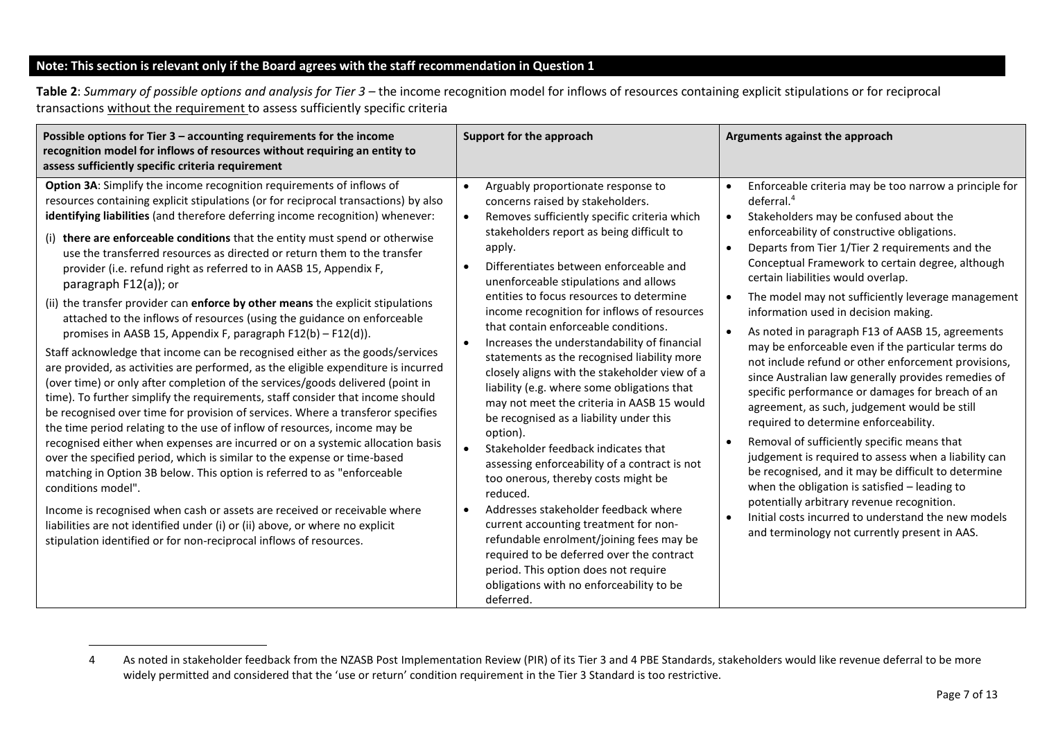**Note: This section is relevant only if the Board agrees with the staff recommendation in Question 1**

**Table 2**: *Summary of possible options and analysis for Tier 3 –* the income recognition model for inflows of resources containing explicit stipulations or for reciprocal transactions without the requirement to assess sufficiently specific criteria

| Possible options for Tier 3 – accounting requirements for the income recognition model for inflows of resources without requiring an entity to assess sufficiently specific criteria requirement | Support for the approach | Arguments against the approach |
|---|---|---|
| **Option 3A**: Simplify the income recognition requirements of inflows of resources containing explicit stipulations (or for reciprocal transactions) by also **identifying liabilities** (and therefore deferring income recognition) whenever:<br>(i) **there are enforceable conditions** that the entity must spend or otherwise use the transferred resources as directed or return them to the transfer provider (i.e. refund right as referred to in AASB 15, Appendix F, paragraph F12(a)); or<br>(ii) the transfer provider can **enforce by other means** the explicit stipulations attached to the inflows of resources (using the guidance on enforceable promises in AASB 15, Appendix F, paragraph F12(b) – F12(d)).<br>Staff acknowledge that income can be recognised either as the goods/services are provided, as activities are performed, as the eligible expenditure is incurred (over time) or only after completion of the services/goods delivered (point in time). To further simplify the requirements, staff consider that income should be recognised over time for provision of services. Where a transferor specifies the time period relating to the use of inflow of resources, income may be recognised either when expenses are incurred or on a systemic allocation basis over the specified period, which is similar to the expense or time-based matching in Option 3B below. This option is referred to as "enforceable conditions model".<br>Income is recognised when cash or assets are received or receivable where liabilities are not identified under (i) or (ii) above, or where no explicit stipulation identified or for non-reciprocal inflows of resources. | • Arguably proportionate response to concerns raised by stakeholders.<br>• Removes sufficiently specific criteria which stakeholders report as being difficult to apply.<br>• Differentiates between enforceable and unenforceable stipulations and allows entities to focus resources to determine income recognition for inflows of resources that contain enforceable conditions.<br>• Increases the understandability of financial statements as the recognised liability more closely aligns with the stakeholder view of a liability (e.g. where some obligations that may not meet the criteria in AASB 15 would be recognised as a liability under this option).<br>• Stakeholder feedback indicates that assessing enforceability of a contract is not too onerous, thereby costs might be reduced.<br>• Addresses stakeholder feedback where current accounting treatment for non-refundable enrolment/joining fees may be required to be deferred over the contract period. This option does not require obligations with no enforceability to be deferred. | • Enforceable criteria may be too narrow a principle for deferral.[4]<br>• Stakeholders may be confused about the enforceability of constructive obligations.<br>• Departs from Tier 1/Tier 2 requirements and the Conceptual Framework to certain degree, although certain liabilities would overlap.<br>• The model may not sufficiently leverage management information used in decision making.<br>• As noted in paragraph F13 of AASB 15, agreements may be enforceable even if the particular terms do not include refund or other enforcement provisions, since Australian law generally provides remedies of specific performance or damages for breach of an agreement, as such, judgement would be still required to determine enforceability.<br>• Removal of sufficiently specific means that judgement is required to assess when a liability can be recognised, and it may be difficult to determine when the obligation is satisfied – leading to potentially arbitrary revenue recognition.<br>• Initial costs incurred to understand the new models and terminology not currently present in AAS. |

4 As noted in stakeholder feedback from the NZASB Post Implementation Review (PIR) of its Tier 3 and 4 PBE Standards, stakeholders would like revenue deferral to be more widely permitted and considered that the 'use or return' condition requirement in the Tier 3 Standard is too restrictive.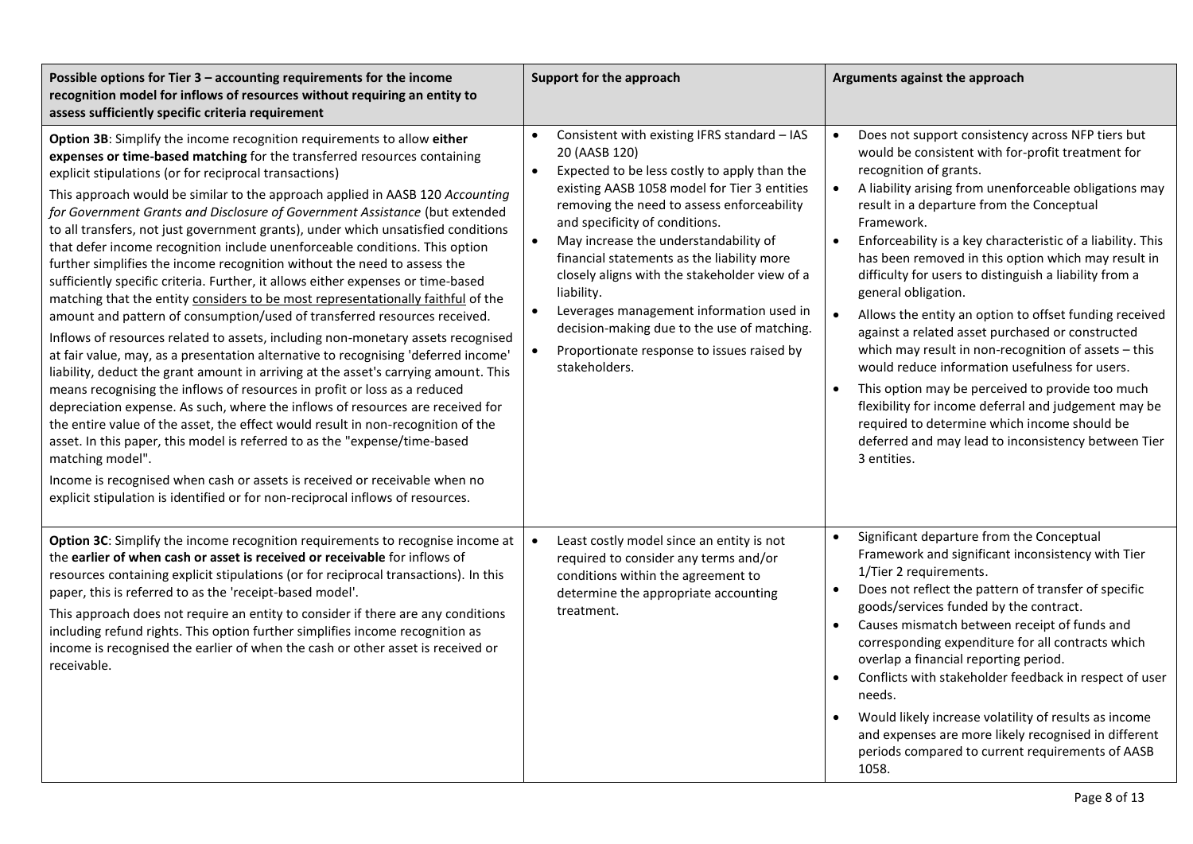| Possible options for Tier 3 – accounting requirements for the income recognition model for inflows of resources without requiring an entity to assess sufficiently specific criteria requirement | Support for the approach | Arguments against the approach |
|---|---|---|
| **Option 3B**: Simplify the income recognition requirements to allow **either expenses or time-based matching** for the transferred resources containing explicit stipulations (or for reciprocal transactions)<br><br>This approach would be similar to the approach applied in AASB 120 *Accounting for Government Grants and Disclosure of Government Assistance* (but extended to all transfers, not just government grants), under which unsatisfied conditions that defer income recognition include unenforceable conditions. This option further simplifies the income recognition without the need to assess the sufficiently specific criteria. Further, it allows either expenses or time-based matching that the entity considers to be most representationally faithful of the amount and pattern of consumption/used of transferred resources received.<br><br>Inflows of resources related to assets, including non-monetary assets recognised at fair value, may, as a presentation alternative to recognising 'deferred income' liability, deduct the grant amount in arriving at the asset's carrying amount. This means recognising the inflows of resources in profit or loss as a reduced depreciation expense. As such, where the inflows of resources are received for the entire value of the asset, the effect would result in non-recognition of the asset. In this paper, this model is referred to as the "expense/time-based matching model".<br><br>Income is recognised when cash or assets is received or receivable when no explicit stipulation is identified or for non-reciprocal inflows of resources. | • Consistent with existing IFRS standard – IAS 20 (AASB 120)<br>• Expected to be less costly to apply than the existing AASB 1058 model for Tier 3 entities removing the need to assess enforceability and specificity of conditions.<br>• May increase the understandability of financial statements as the liability more closely aligns with the stakeholder view of a liability.<br>• Leverages management information used in decision-making due to the use of matching.<br>• Proportionate response to issues raised by stakeholders. | • Does not support consistency across NFP tiers but would be consistent with for-profit treatment for recognition of grants.<br>• A liability arising from unenforceable obligations may result in a departure from the Conceptual Framework.<br>• Enforceability is a key characteristic of a liability. This has been removed in this option which may result in difficulty for users to distinguish a liability from a general obligation.<br>• Allows the entity an option to offset funding received against a related asset purchased or constructed which may result in non-recognition of assets – this would reduce information usefulness for users.<br>• This option may be perceived to provide too much flexibility for income deferral and judgement may be required to determine which income should be deferred and may lead to inconsistency between Tier 3 entities. |
| **Option 3C**: Simplify the income recognition requirements to recognise income at the **earlier of when cash or asset is received or receivable** for inflows of resources containing explicit stipulations (or for reciprocal transactions). In this paper, this is referred to as the 'receipt-based model'.<br><br>This approach does not require an entity to consider if there are any conditions including refund rights. This option further simplifies income recognition as income is recognised the earlier of when the cash or other asset is received or receivable. | • Least costly model since an entity is not required to consider any terms and/or conditions within the agreement to determine the appropriate accounting treatment. | • Significant departure from the Conceptual Framework and significant inconsistency with Tier 1/Tier 2 requirements.<br>• Does not reflect the pattern of transfer of specific goods/services funded by the contract.<br>• Causes mismatch between receipt of funds and corresponding expenditure for all contracts which overlap a financial reporting period.<br>• Conflicts with stakeholder feedback in respect of user needs.<br>• Would likely increase volatility of results as income and expenses are more likely recognised in different periods compared to current requirements of AASB 1058. |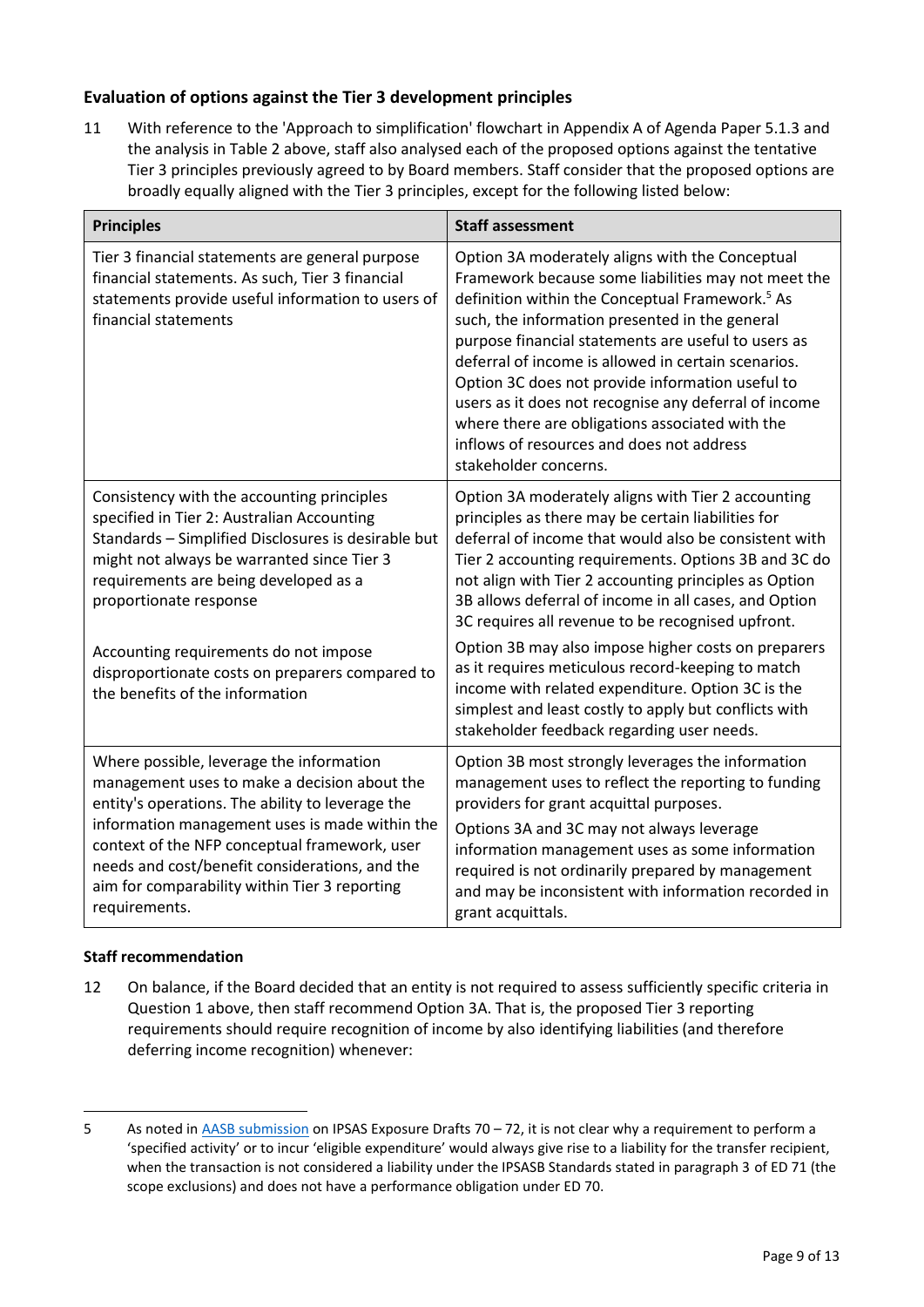### Evaluation of options against the Tier 3 development principles

11 With reference to the 'Approach to simplification' flowchart in Appendix A of Agenda Paper 5.1.3 and the analysis in Table 2 above, staff also analysed each of the proposed options against the tentative Tier 3 principles previously agreed to by Board members. Staff consider that the proposed options are broadly equally aligned with the Tier 3 principles, except for the following listed below:

| Principles | Staff assessment |
|---|---|
| Tier 3 financial statements are general purpose financial statements. As such, Tier 3 financial statements provide useful information to users of financial statements | Option 3A moderately aligns with the Conceptual Framework because some liabilities may not meet the definition within the Conceptual Framework.[5] As such, the information presented in the general purpose financial statements are useful to users as deferral of income is allowed in certain scenarios. Option 3C does not provide information useful to users as it does not recognise any deferral of income where there are obligations associated with the inflows of resources and does not address stakeholder concerns. |
| Consistency with the accounting principles specified in Tier 2: Australian Accounting Standards – Simplified Disclosures is desirable but might not always be warranted since Tier 3 requirements are being developed as a proportionate response<br><br>Accounting requirements do not impose disproportionate costs on preparers compared to the benefits of the information | Option 3A moderately aligns with Tier 2 accounting principles as there may be certain liabilities for deferral of income that would also be consistent with Tier 2 accounting requirements. Options 3B and 3C do not align with Tier 2 accounting principles as Option 3B allows deferral of income in all cases, and Option 3C requires all revenue to be recognised upfront.<br><br>Option 3B may also impose higher costs on preparers as it requires meticulous record-keeping to match income with related expenditure. Option 3C is the simplest and least costly to apply but conflicts with stakeholder feedback regarding user needs. |
| Where possible, leverage the information management uses to make a decision about the entity's operations. The ability to leverage the information management uses is made within the context of the NFP conceptual framework, user needs and cost/benefit considerations, and the aim for comparability within Tier 3 reporting requirements. | Option 3B most strongly leverages the information management uses to reflect the reporting to funding providers for grant acquittal purposes.<br><br>Options 3A and 3C may not always leverage information management uses as some information required is not ordinarily prepared by management and may be inconsistent with information recorded in grant acquittals. |

**Staff recommendation**

12 On balance, if the Board decided that an entity is not required to assess sufficiently specific criteria in Question 1 above, then staff recommend Option 3A. That is, the proposed Tier 3 reporting requirements should require recognition of income by also identifying liabilities (and therefore deferring income recognition) whenever:

---

5 As noted in AASB submission on IPSAS Exposure Drafts 70 – 72, it is not clear why a requirement to perform a 'specified activity' or to incur 'eligible expenditure' would always give rise to a liability for the transfer recipient, when the transaction is not considered a liability under the IPSASB Standards stated in paragraph 3 of ED 71 (the scope exclusions) and does not have a performance obligation under ED 70.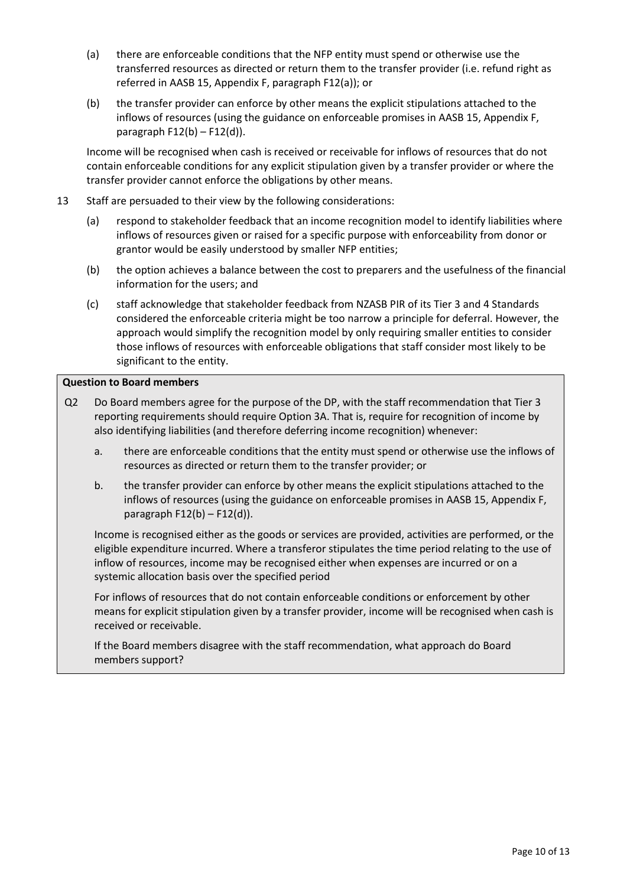(a) there are enforceable conditions that the NFP entity must spend or otherwise use the transferred resources as directed or return them to the transfer provider (i.e. refund right as referred in AASB 15, Appendix F, paragraph F12(a)); or

(b) the transfer provider can enforce by other means the explicit stipulations attached to the inflows of resources (using the guidance on enforceable promises in AASB 15, Appendix F, paragraph F12(b) – F12(d)).

Income will be recognised when cash is received or receivable for inflows of resources that do not contain enforceable conditions for any explicit stipulation given by a transfer provider or where the transfer provider cannot enforce the obligations by other means.

13 Staff are persuaded to their view by the following considerations:

(a) respond to stakeholder feedback that an income recognition model to identify liabilities where inflows of resources given or raised for a specific purpose with enforceability from donor or grantor would be easily understood by smaller NFP entities;

(b) the option achieves a balance between the cost to preparers and the usefulness of the financial information for the users; and

(c) staff acknowledge that stakeholder feedback from NZASB PIR of its Tier 3 and 4 Standards considered the enforceable criteria might be too narrow a principle for deferral. However, the approach would simplify the recognition model by only requiring smaller entities to consider those inflows of resources with enforceable obligations that staff consider most likely to be significant to the entity.

**Question to Board members**

Q2 Do Board members agree for the purpose of the DP, with the staff recommendation that Tier 3 reporting requirements should require Option 3A. That is, require for recognition of income by also identifying liabilities (and therefore deferring income recognition) whenever:

a. there are enforceable conditions that the entity must spend or otherwise use the inflows of resources as directed or return them to the transfer provider; or

b. the transfer provider can enforce by other means the explicit stipulations attached to the inflows of resources (using the guidance on enforceable promises in AASB 15, Appendix F, paragraph F12(b) – F12(d)).

Income is recognised either as the goods or services are provided, activities are performed, or the eligible expenditure incurred. Where a transferor stipulates the time period relating to the use of inflow of resources, income may be recognised either when expenses are incurred or on a systemic allocation basis over the specified period

For inflows of resources that do not contain enforceable conditions or enforcement by other means for explicit stipulation given by a transfer provider, income will be recognised when cash is received or receivable.

If the Board members disagree with the staff recommendation, what approach do Board members support?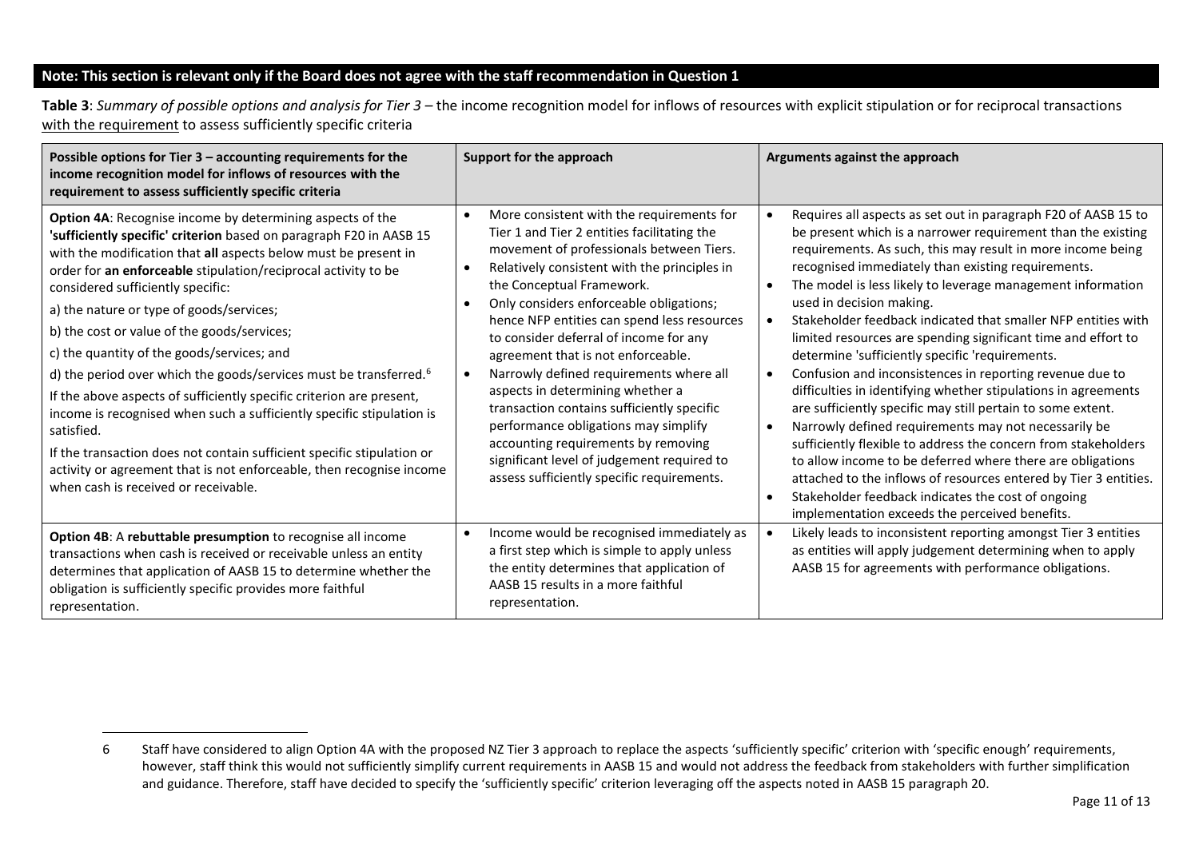**Note: This section is relevant only if the Board does not agree with the staff recommendation in Question 1**

**Table 3**: *Summary of possible options and analysis for Tier 3* – the income recognition model for inflows of resources with explicit stipulation or for reciprocal transactions with the requirement to assess sufficiently specific criteria

| Possible options for Tier 3 – accounting requirements for the income recognition model for inflows of resources with the requirement to assess sufficiently specific criteria | Support for the approach | Arguments against the approach |
| --- | --- | --- |
| **Option 4A**: Recognise income by determining aspects of the **'sufficiently specific' criterion** based on paragraph F20 in AASB 15 with the modification that **all** aspects below must be present in order for **an enforceable** stipulation/reciprocal activity to be considered sufficiently specific:<br>a) the nature or type of goods/services;<br>b) the cost or value of the goods/services;<br>c) the quantity of the goods/services; and<br>d) the period over which the goods/services must be transferred.[6]<br>If the above aspects of sufficiently specific criterion are present, income is recognised when such a sufficiently specific stipulation is satisfied.<br>If the transaction does not contain sufficient specific stipulation or activity or agreement that is not enforceable, then recognise income when cash is received or receivable. | • More consistent with the requirements for Tier 1 and Tier 2 entities facilitating the movement of professionals between Tiers.<br>• Relatively consistent with the principles in the Conceptual Framework.<br>• Only considers enforceable obligations; hence NFP entities can spend less resources to consider deferral of income for any agreement that is not enforceable.<br>• Narrowly defined requirements where all aspects in determining whether a transaction contains sufficiently specific performance obligations may simplify accounting requirements by removing significant level of judgement required to assess sufficiently specific requirements. | • Requires all aspects as set out in paragraph F20 of AASB 15 to be present which is a narrower requirement than the existing requirements. As such, this may result in more income being recognised immediately than existing requirements.<br>• The model is less likely to leverage management information used in decision making.<br>• Stakeholder feedback indicated that smaller NFP entities with limited resources are spending significant time and effort to determine 'sufficiently specific 'requirements.<br>• Confusion and inconsistences in reporting revenue due to difficulties in identifying whether stipulations in agreements are sufficiently specific may still pertain to some extent.<br>• Narrowly defined requirements may not necessarily be sufficiently flexible to address the concern from stakeholders to allow income to be deferred where there are obligations attached to the inflows of resources entered by Tier 3 entities.<br>• Stakeholder feedback indicates the cost of ongoing implementation exceeds the perceived benefits. |
| **Option 4B**: A **rebuttable presumption** to recognise all income transactions when cash is received or receivable unless an entity determines that application of AASB 15 to determine whether the obligation is sufficiently specific provides more faithful representation. | • Income would be recognised immediately as a first step which is simple to apply unless the entity determines that application of AASB 15 results in a more faithful representation. | • Likely leads to inconsistent reporting amongst Tier 3 entities as entities will apply judgement determining when to apply AASB 15 for agreements with performance obligations. |

6 Staff have considered to align Option 4A with the proposed NZ Tier 3 approach to replace the aspects 'sufficiently specific' criterion with 'specific enough' requirements, however, staff think this would not sufficiently simplify current requirements in AASB 15 and would not address the feedback from stakeholders with further simplification and guidance. Therefore, staff have decided to specify the 'sufficiently specific' criterion leveraging off the aspects noted in AASB 15 paragraph 20.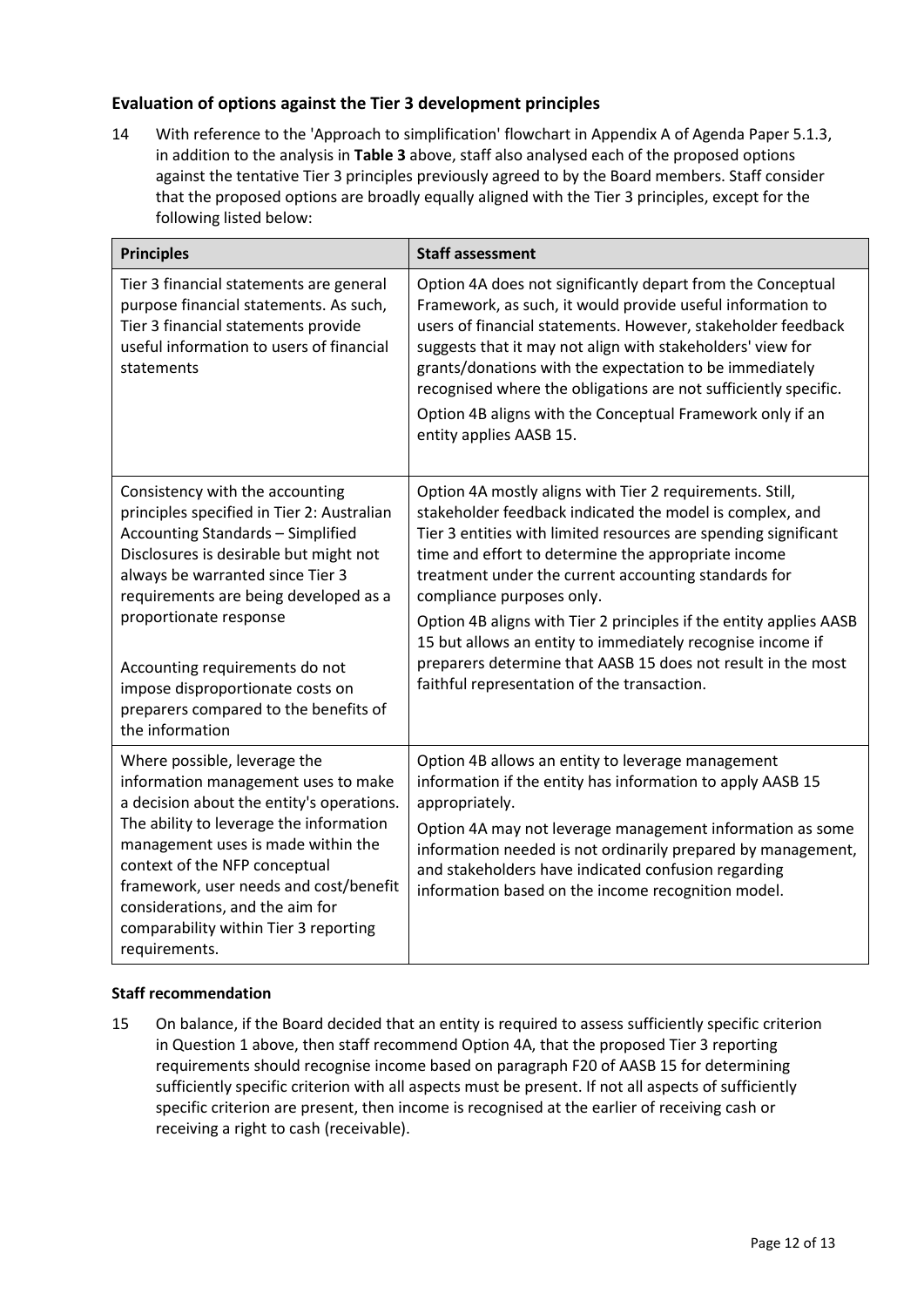### Evaluation of options against the Tier 3 development principles

14 With reference to the 'Approach to simplification' flowchart in Appendix A of Agenda Paper 5.1.3, in addition to the analysis in **Table 3** above, staff also analysed each of the proposed options against the tentative Tier 3 principles previously agreed to by the Board members. Staff consider that the proposed options are broadly equally aligned with the Tier 3 principles, except for the following listed below:

| Principles | Staff assessment |
|---|---|
| Tier 3 financial statements are general purpose financial statements. As such, Tier 3 financial statements provide useful information to users of financial statements | Option 4A does not significantly depart from the Conceptual Framework, as such, it would provide useful information to users of financial statements. However, stakeholder feedback suggests that it may not align with stakeholders' view for grants/donations with the expectation to be immediately recognised where the obligations are not sufficiently specific.<br><br>Option 4B aligns with the Conceptual Framework only if an entity applies AASB 15. |
| Consistency with the accounting principles specified in Tier 2: Australian Accounting Standards – Simplified Disclosures is desirable but might not always be warranted since Tier 3 requirements are being developed as a proportionate response<br><br>Accounting requirements do not impose disproportionate costs on preparers compared to the benefits of the information | Option 4A mostly aligns with Tier 2 requirements. Still, stakeholder feedback indicated the model is complex, and Tier 3 entities with limited resources are spending significant time and effort to determine the appropriate income treatment under the current accounting standards for compliance purposes only.<br><br>Option 4B aligns with Tier 2 principles if the entity applies AASB 15 but allows an entity to immediately recognise income if preparers determine that AASB 15 does not result in the most faithful representation of the transaction. |
| Where possible, leverage the information management uses to make a decision about the entity's operations. The ability to leverage the information management uses is made within the context of the NFP conceptual framework, user needs and cost/benefit considerations, and the aim for comparability within Tier 3 reporting requirements. | Option 4B allows an entity to leverage management information if the entity has information to apply AASB 15 appropriately.<br><br>Option 4A may not leverage management information as some information needed is not ordinarily prepared by management, and stakeholders have indicated confusion regarding information based on the income recognition model. |

**Staff recommendation**

15 On balance, if the Board decided that an entity is required to assess sufficiently specific criterion in Question 1 above, then staff recommend Option 4A, that the proposed Tier 3 reporting requirements should recognise income based on paragraph F20 of AASB 15 for determining sufficiently specific criterion with all aspects must be present. If not all aspects of sufficiently specific criterion are present, then income is recognised at the earlier of receiving cash or receiving a right to cash (receivable).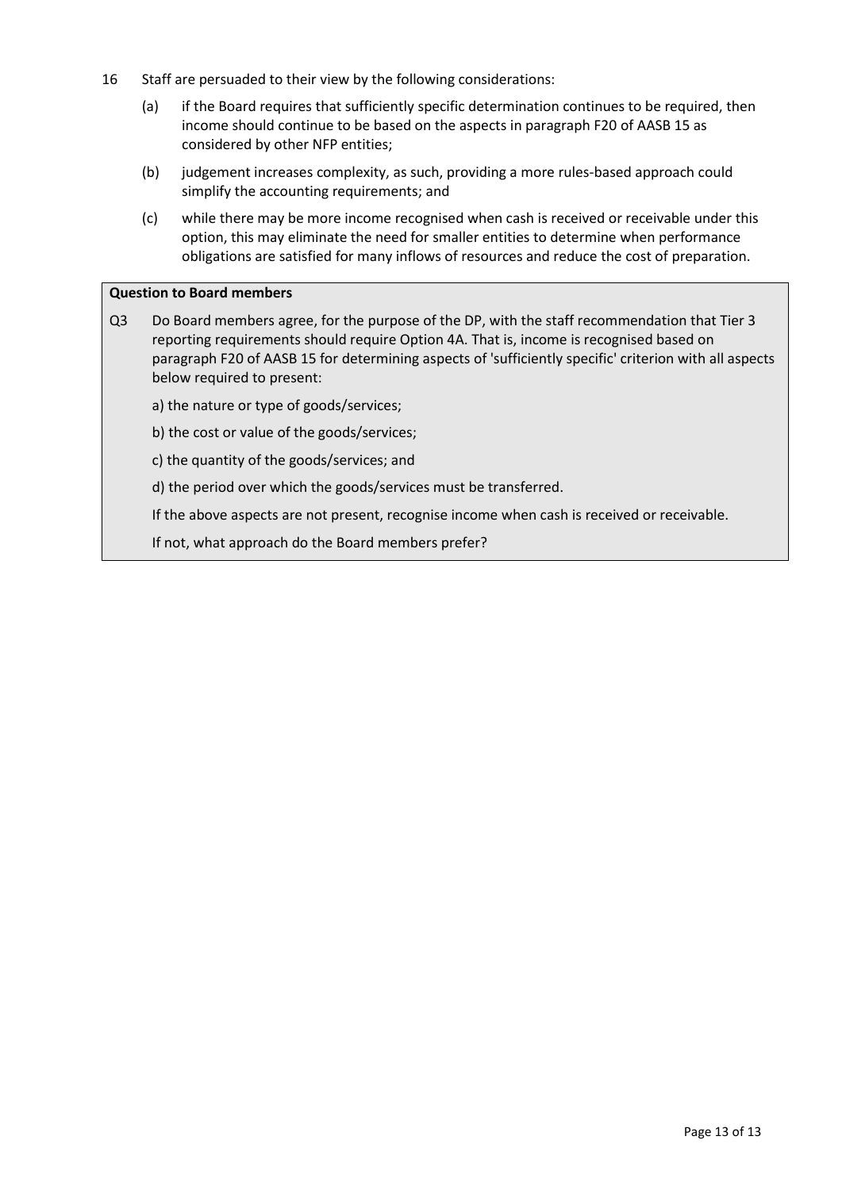16 Staff are persuaded to their view by the following considerations:

(a) if the Board requires that sufficiently specific determination continues to be required, then income should continue to be based on the aspects in paragraph F20 of AASB 15 as considered by other NFP entities;

(b) judgement increases complexity, as such, providing a more rules-based approach could simplify the accounting requirements; and

(c) while there may be more income recognised when cash is received or receivable under this option, this may eliminate the need for smaller entities to determine when performance obligations are satisfied for many inflows of resources and reduce the cost of preparation.

**Question to Board members**

Q3 Do Board members agree, for the purpose of the DP, with the staff recommendation that Tier 3 reporting requirements should require Option 4A. That is, income is recognised based on paragraph F20 of AASB 15 for determining aspects of 'sufficiently specific' criterion with all aspects below required to present:

a) the nature or type of goods/services;

b) the cost or value of the goods/services;

c) the quantity of the goods/services; and

d) the period over which the goods/services must be transferred.

If the above aspects are not present, recognise income when cash is received or receivable.

If not, what approach do the Board members prefer?